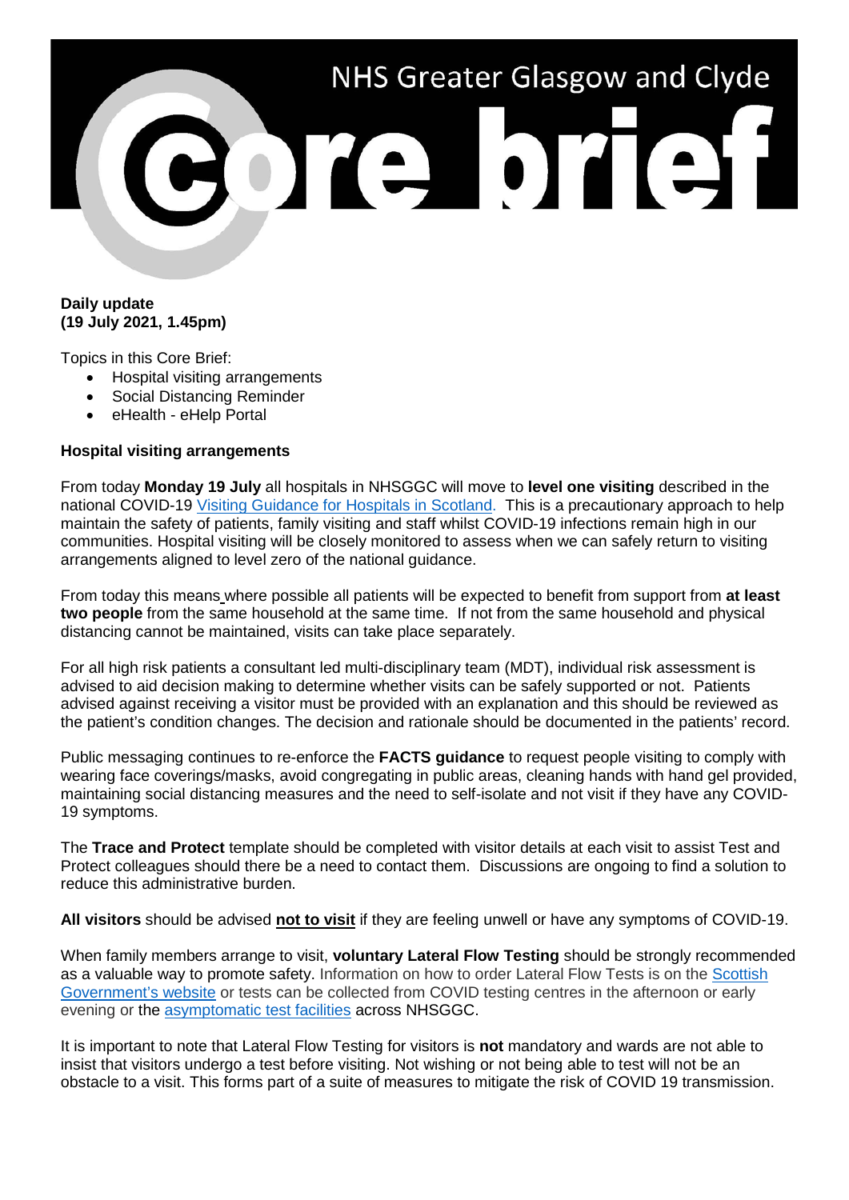# NHS Greater Glasgow and Clyde Core brief

**Daily update**
**(19 July 2021, 1.45pm)**

Topics in this Core Brief:

- Hospital visiting arrangements
- Social Distancing Reminder
- eHealth - eHelp Portal

**Hospital visiting arrangements**

From today **Monday 19 July** all hospitals in NHSGGC will move to **level one visiting** described in the national COVID-19 [Visiting Guidance for Hospitals in Scotland](). This is a precautionary approach to help maintain the safety of patients, family visiting and staff whilst COVID-19 infections remain high in our communities. Hospital visiting will be closely monitored to assess when we can safely return to visiting arrangements aligned to level zero of the national guidance.

From today this means where possible all patients will be expected to benefit from support from **at least two people** from the same household at the same time. If not from the same household and physical distancing cannot be maintained, visits can take place separately.

For all high risk patients a consultant led multi-disciplinary team (MDT), individual risk assessment is advised to aid decision making to determine whether visits can be safely supported or not. Patients advised against receiving a visitor must be provided with an explanation and this should be reviewed as the patient's condition changes. The decision and rationale should be documented in the patients' record.

Public messaging continues to re-enforce the **FACTS guidance** to request people visiting to comply with wearing face coverings/masks, avoid congregating in public areas, cleaning hands with hand gel provided, maintaining social distancing measures and the need to self-isolate and not visit if they have any COVID-19 symptoms.

The **Trace and Protect** template should be completed with visitor details at each visit to assist Test and Protect colleagues should there be a need to contact them. Discussions are ongoing to find a solution to reduce this administrative burden.

**All visitors** should be advised **not to visit** if they are feeling unwell or have any symptoms of COVID-19.

When family members arrange to visit, **voluntary Lateral Flow Testing** should be strongly recommended as a valuable way to promote safety. Information on how to order Lateral Flow Tests is on the [Scottish Government's website]() or tests can be collected from COVID testing centres in the afternoon or early evening or the [asymptomatic test facilities]() across NHSGGC.

It is important to note that Lateral Flow Testing for visitors is **not** mandatory and wards are not able to insist that visitors undergo a test before visiting. Not wishing or not being able to test will not be an obstacle to a visit. This forms part of a suite of measures to mitigate the risk of COVID 19 transmission.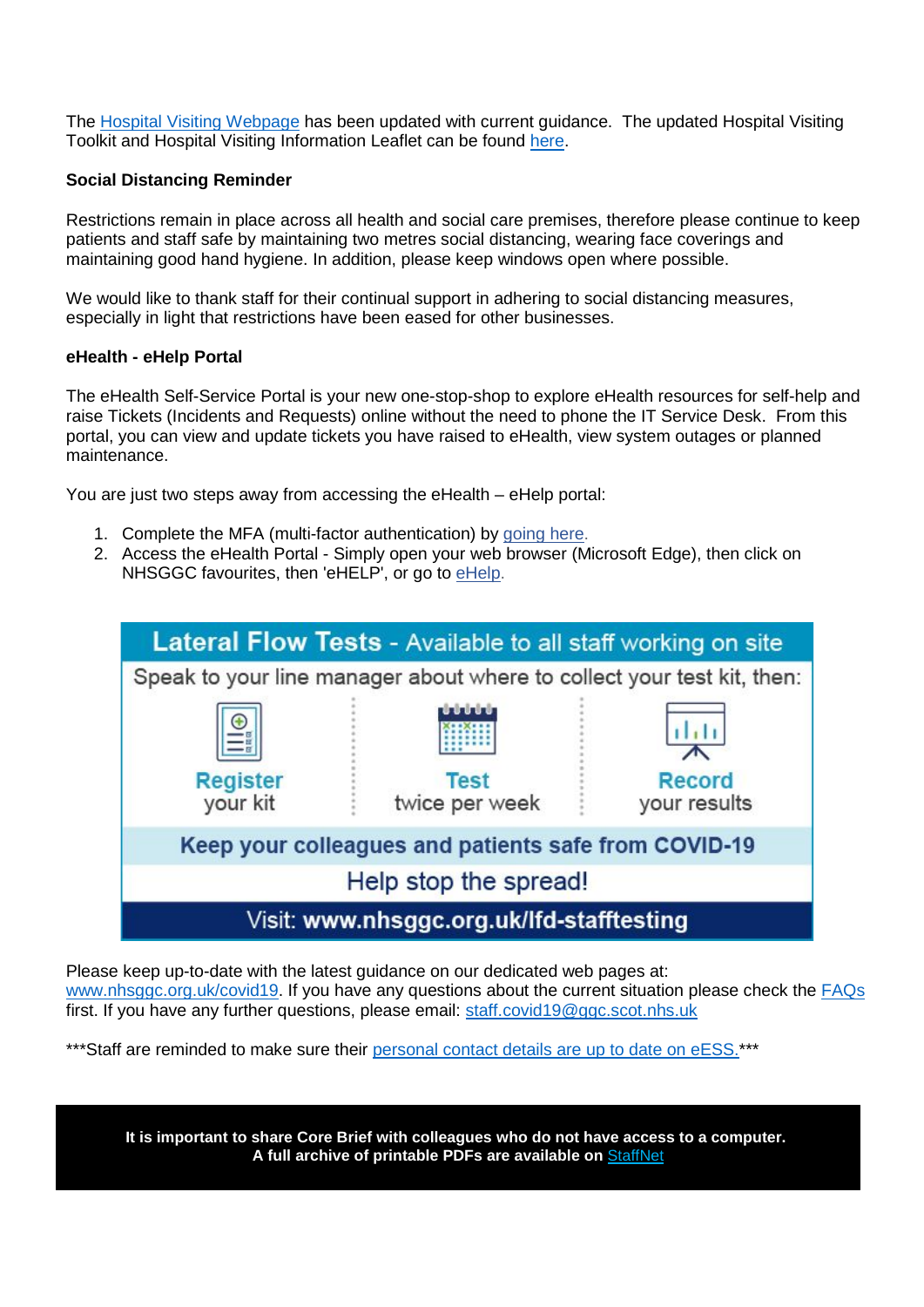The Hospital Visiting Webpage has been updated with current guidance. The updated Hospital Visiting Toolkit and Hospital Visiting Information Leaflet can be found here.

**Social Distancing Reminder**

Restrictions remain in place across all health and social care premises, therefore please continue to keep patients and staff safe by maintaining two metres social distancing, wearing face coverings and maintaining good hand hygiene. In addition, please keep windows open where possible.

We would like to thank staff for their continual support in adhering to social distancing measures, especially in light that restrictions have been eased for other businesses.

**eHealth - eHelp Portal**

The eHealth Self-Service Portal is your new one-stop-shop to explore eHealth resources for self-help and raise Tickets (Incidents and Requests) online without the need to phone the IT Service Desk. From this portal, you can view and update tickets you have raised to eHealth, view system outages or planned maintenance.

You are just two steps away from accessing the eHealth – eHelp portal:

1. Complete the MFA (multi-factor authentication) by going here.
2. Access the eHealth Portal - Simply open your web browser (Microsoft Edge), then click on NHSGGC favourites, then 'eHELP', or go to eHelp.

**Lateral Flow Tests** - Available to all staff working on site

Speak to your line manager about where to collect your test kit, then:

**Register** your kit

**Test** twice per week

**Record** your results

**Keep your colleagues and patients safe from COVID-19**

Help stop the spread!

Visit: **www.nhsggc.org.uk/lfd-stafftesting**

Please keep up-to-date with the latest guidance on our dedicated web pages at: www.nhsggc.org.uk/covid19. If you have any questions about the current situation please check the FAQs first. If you have any further questions, please email: staff.covid19@ggc.scot.nhs.uk

***Staff are reminded to make sure their personal contact details are up to date on eESS.***

**It is important to share Core Brief with colleagues who do not have access to a computer.**
**A full archive of printable PDFs are available on StaffNet**